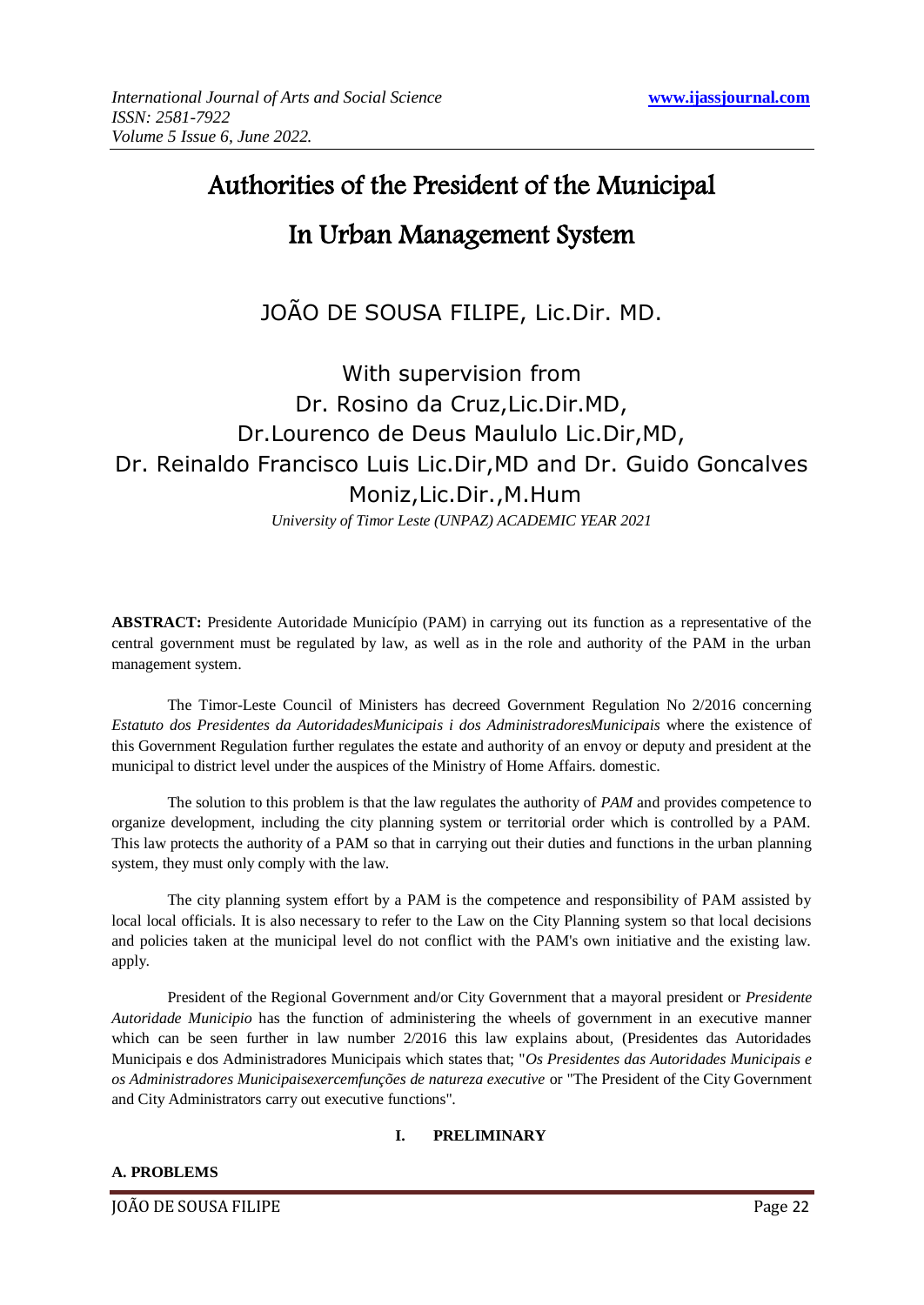# Authorities of the President of the Municipal In Urban Management System

JOÃO DE SOUSA FILIPE, Lic.Dir. MD.

With supervision from
Dr. Rosino da Cruz,Lic.Dir.MD,
Dr.Lourenco de Deus Maululo Lic.Dir,MD,
Dr. Reinaldo Francisco Luis Lic.Dir,MD and Dr. Guido Goncalves Moniz,Lic.Dir.,M.Hum

*University of Timor Leste (UNPAZ) ACADEMIC YEAR 2021*

**ABSTRACT:** Presidente Autoridade Município (PAM) in carrying out its function as a representative of the central government must be regulated by law, as well as in the role and authority of the PAM in the urban management system.

The Timor-Leste Council of Ministers has decreed Government Regulation No 2/2016 concerning *Estatuto dos Presidentes da AutoridadesMunicipais i dos AdministradoresMunicipais* where the existence of this Government Regulation further regulates the estate and authority of an envoy or deputy and president at the municipal to district level under the auspices of the Ministry of Home Affairs. domestic.

The solution to this problem is that the law regulates the authority of *PAM* and provides competence to organize development, including the city planning system or territorial order which is controlled by a PAM. This law protects the authority of a PAM so that in carrying out their duties and functions in the urban planning system, they must only comply with the law.

The city planning system effort by a PAM is the competence and responsibility of PAM assisted by local local officials. It is also necessary to refer to the Law on the City Planning system so that local decisions and policies taken at the municipal level do not conflict with the PAM's own initiative and the existing law. apply.

President of the Regional Government and/or City Government that a mayoral president or *Presidente Autoridade Municipio* has the function of administering the wheels of government in an executive manner which can be seen further in law number 2/2016 this law explains about, (Presidentes das Autoridades Municipais e dos Administradores Municipais which states that; "*Os Presidentes das Autoridades Municipais e os Administradores Municipaisexercemfunções de natureza executive* or "The President of the City Government and City Administrators carry out executive functions".

## I. PRELIMINARY

### A. PROBLEMS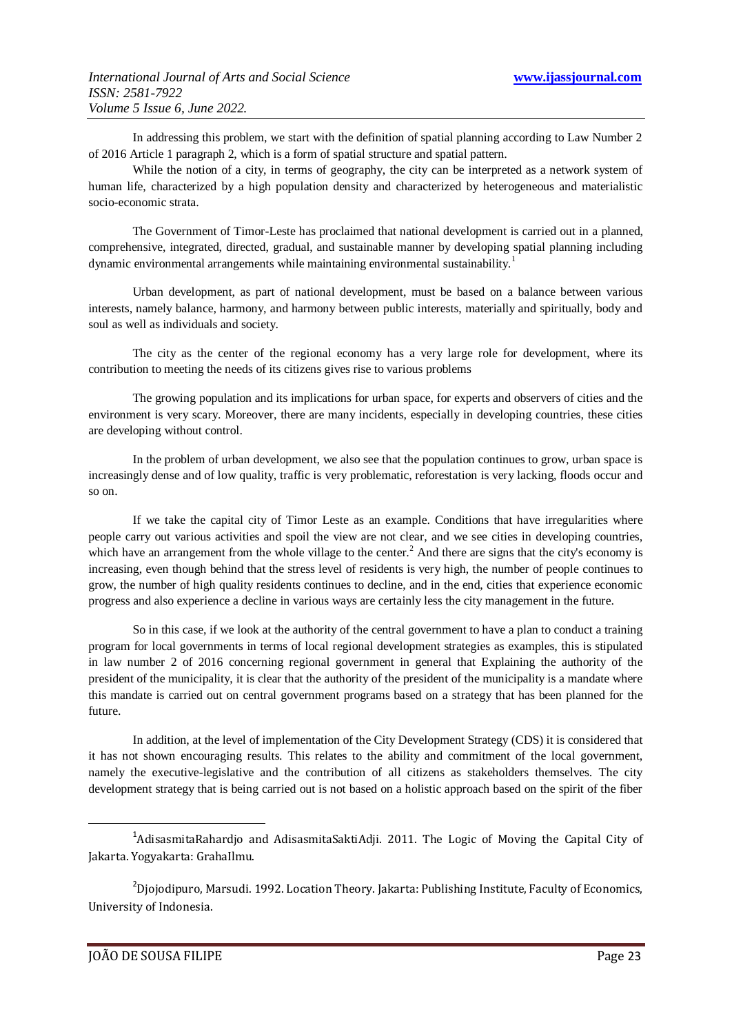In addressing this problem, we start with the definition of spatial planning according to Law Number 2 of 2016 Article 1 paragraph 2, which is a form of spatial structure and spatial pattern.

While the notion of a city, in terms of geography, the city can be interpreted as a network system of human life, characterized by a high population density and characterized by heterogeneous and materialistic socio-economic strata.

The Government of Timor-Leste has proclaimed that national development is carried out in a planned, comprehensive, integrated, directed, gradual, and sustainable manner by developing spatial planning including dynamic environmental arrangements while maintaining environmental sustainability.[1]

Urban development, as part of national development, must be based on a balance between various interests, namely balance, harmony, and harmony between public interests, materially and spiritually, body and soul as well as individuals and society.

The city as the center of the regional economy has a very large role for development, where its contribution to meeting the needs of its citizens gives rise to various problems

The growing population and its implications for urban space, for experts and observers of cities and the environment is very scary. Moreover, there are many incidents, especially in developing countries, these cities are developing without control.

In the problem of urban development, we also see that the population continues to grow, urban space is increasingly dense and of low quality, traffic is very problematic, reforestation is very lacking, floods occur and so on.

If we take the capital city of Timor Leste as an example. Conditions that have irregularities where people carry out various activities and spoil the view are not clear, and we see cities in developing countries, which have an arrangement from the whole village to the center.[2] And there are signs that the city's economy is increasing, even though behind that the stress level of residents is very high, the number of people continues to grow, the number of high quality residents continues to decline, and in the end, cities that experience economic progress and also experience a decline in various ways are certainly less the city management in the future.

So in this case, if we look at the authority of the central government to have a plan to conduct a training program for local governments in terms of local regional development strategies as examples, this is stipulated in law number 2 of 2016 concerning regional government in general that Explaining the authority of the president of the municipality, it is clear that the authority of the president of the municipality is a mandate where this mandate is carried out on central government programs based on a strategy that has been planned for the future.

In addition, at the level of implementation of the City Development Strategy (CDS) it is considered that it has not shown encouraging results. This relates to the ability and commitment of the local government, namely the executive-legislative and the contribution of all citizens as stakeholders themselves. The city development strategy that is being carried out is not based on a holistic approach based on the spirit of the fiber

[1] AdisasmitaRahardjo and AdisasmitaSaktiAdji. 2011. The Logic of Moving the Capital City of Jakarta. Yogyakarta: GrahaIlmu.

[2] Djojodipuro, Marsudi. 1992. Location Theory. Jakarta: Publishing Institute, Faculty of Economics, University of Indonesia.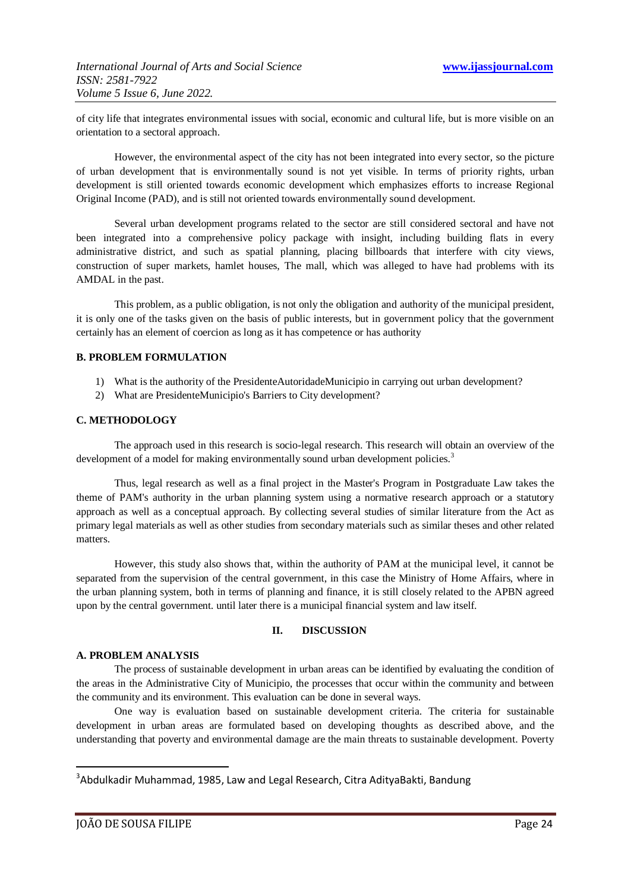of city life that integrates environmental issues with social, economic and cultural life, but is more visible on an orientation to a sectoral approach.

However, the environmental aspect of the city has not been integrated into every sector, so the picture of urban development that is environmentally sound is not yet visible. In terms of priority rights, urban development is still oriented towards economic development which emphasizes efforts to increase Regional Original Income (PAD), and is still not oriented towards environmentally sound development.

Several urban development programs related to the sector are still considered sectoral and have not been integrated into a comprehensive policy package with insight, including building flats in every administrative district, and such as spatial planning, placing billboards that interfere with city views, construction of super markets, hamlet houses, The mall, which was alleged to have had problems with its AMDAL in the past.

This problem, as a public obligation, is not only the obligation and authority of the municipal president, it is only one of the tasks given on the basis of public interests, but in government policy that the government certainly has an element of coercion as long as it has competence or has authority

**B. PROBLEM FORMULATION**

1) What is the authority of the PresidenteAutoridadeMunicipio in carrying out urban development?
2) What are PresidenteMunicipio's Barriers to City development?

**C. METHODOLOGY**

The approach used in this research is socio-legal research. This research will obtain an overview of the development of a model for making environmentally sound urban development policies.[3]

Thus, legal research as well as a final project in the Master's Program in Postgraduate Law takes the theme of PAM's authority in the urban planning system using a normative research approach or a statutory approach as well as a conceptual approach. By collecting several studies of similar literature from the Act as primary legal materials as well as other studies from secondary materials such as similar theses and other related matters.

However, this study also shows that, within the authority of PAM at the municipal level, it cannot be separated from the supervision of the central government, in this case the Ministry of Home Affairs, where in the urban planning system, both in terms of planning and finance, it is still closely related to the APBN agreed upon by the central government. until later there is a municipal financial system and law itself.

## II. DISCUSSION

**A. PROBLEM ANALYSIS**

The process of sustainable development in urban areas can be identified by evaluating the condition of the areas in the Administrative City of Municipio, the processes that occur within the community and between the community and its environment. This evaluation can be done in several ways.

One way is evaluation based on sustainable development criteria. The criteria for sustainable development in urban areas are formulated based on developing thoughts as described above, and the understanding that poverty and environmental damage are the main threats to sustainable development. Poverty

---

[3] Abdulkadir Muhammad, 1985, Law and Legal Research, Citra AdityaBakti, Bandung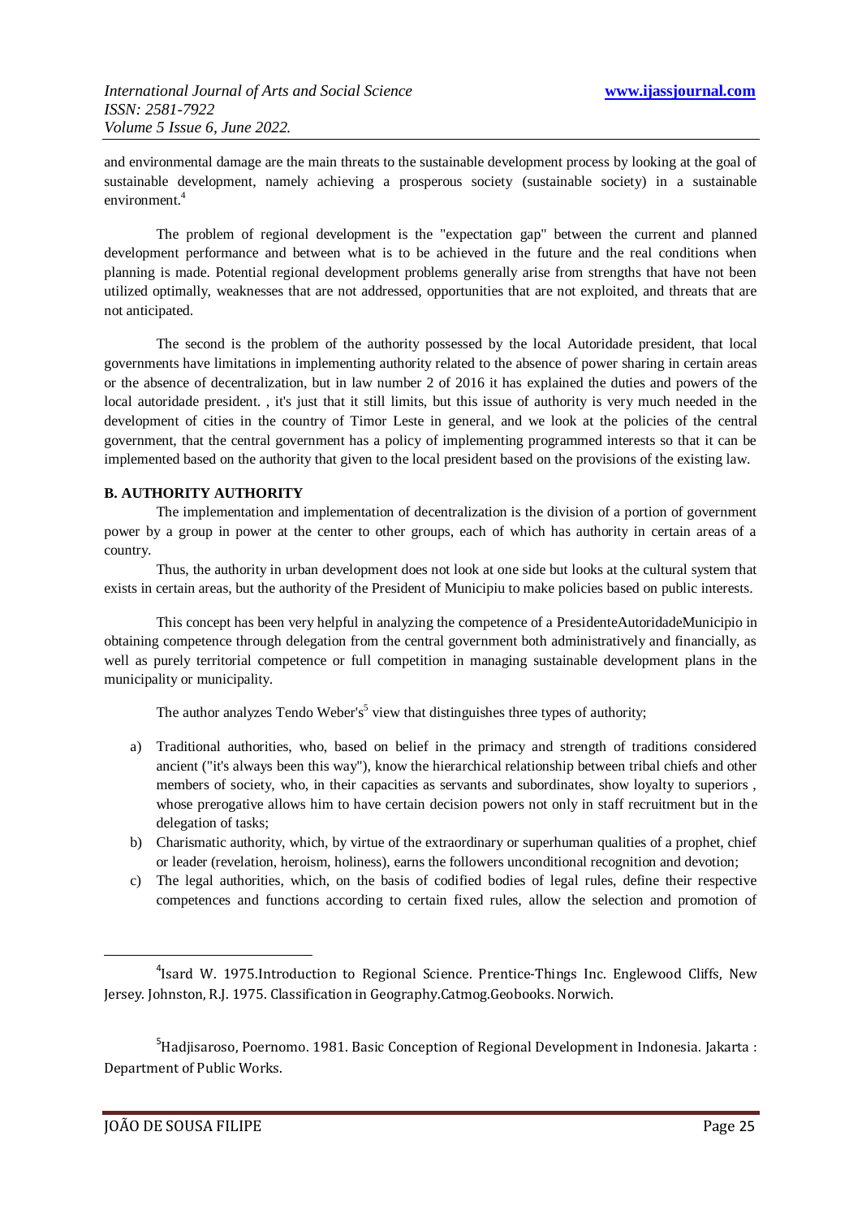and environmental damage are the main threats to the sustainable development process by looking at the goal of sustainable development, namely achieving a prosperous society (sustainable society) in a sustainable environment.[4]

The problem of regional development is the "expectation gap" between the current and planned development performance and between what is to be achieved in the future and the real conditions when planning is made. Potential regional development problems generally arise from strengths that have not been utilized optimally, weaknesses that are not addressed, opportunities that are not exploited, and threats that are not anticipated.

The second is the problem of the authority possessed by the local Autoridade president, that local governments have limitations in implementing authority related to the absence of power sharing in certain areas or the absence of decentralization, but in law number 2 of 2016 it has explained the duties and powers of the local autoridade president. , it's just that it still limits, but this issue of authority is very much needed in the development of cities in the country of Timor Leste in general, and we look at the policies of the central government, that the central government has a policy of implementing programmed interests so that it can be implemented based on the authority that given to the local president based on the provisions of the existing law.

**B. AUTHORITY AUTHORITY**

The implementation and implementation of decentralization is the division of a portion of government power by a group in power at the center to other groups, each of which has authority in certain areas of a country.

Thus, the authority in urban development does not look at one side but looks at the cultural system that exists in certain areas, but the authority of the President of Municipiu to make policies based on public interests.

This concept has been very helpful in analyzing the competence of a PresidenteAutoridadeMunicipio in obtaining competence through delegation from the central government both administratively and financially, as well as purely territorial competence or full competition in managing sustainable development plans in the municipality or municipality.

The author analyzes Tendo Weber's[5] view that distinguishes three types of authority;

a) Traditional authorities, who, based on belief in the primacy and strength of traditions considered ancient ("it's always been this way"), know the hierarchical relationship between tribal chiefs and other members of society, who, in their capacities as servants and subordinates, show loyalty to superiors , whose prerogative allows him to have certain decision powers not only in staff recruitment but in the delegation of tasks;
b) Charismatic authority, which, by virtue of the extraordinary or superhuman qualities of a prophet, chief or leader (revelation, heroism, holiness), earns the followers unconditional recognition and devotion;
c) The legal authorities, which, on the basis of codified bodies of legal rules, define their respective competences and functions according to certain fixed rules, allow the selection and promotion of

---

[4] Isard W. 1975.Introduction to Regional Science. Prentice-Things Inc. Englewood Cliffs, New Jersey. Johnston, R.J. 1975. Classification in Geography.Catmog.Geobooks. Norwich.

[5] Hadjisaroso, Poernomo. 1981. Basic Conception of Regional Development in Indonesia. Jakarta : Department of Public Works.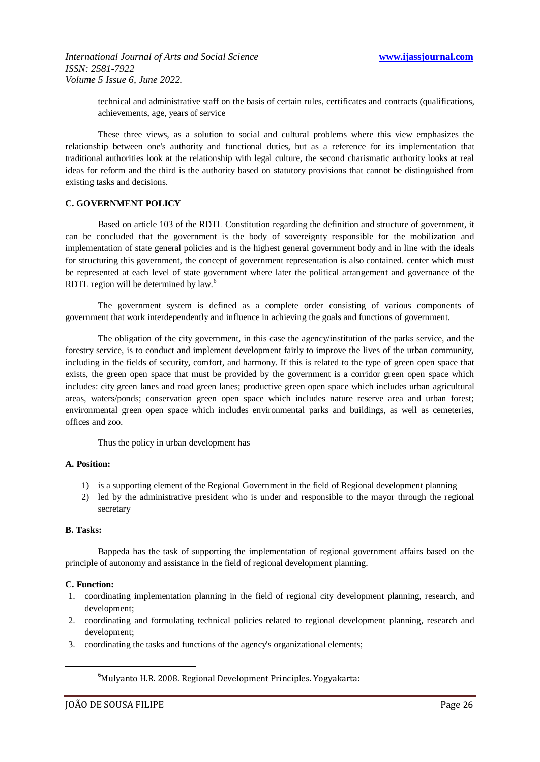technical and administrative staff on the basis of certain rules, certificates and contracts (qualifications, achievements, age, years of service

These three views, as a solution to social and cultural problems where this view emphasizes the relationship between one's authority and functional duties, but as a reference for its implementation that traditional authorities look at the relationship with legal culture, the second charismatic authority looks at real ideas for reform and the third is the authority based on statutory provisions that cannot be distinguished from existing tasks and decisions.

### C. GOVERNMENT POLICY

Based on article 103 of the RDTL Constitution regarding the definition and structure of government, it can be concluded that the government is the body of sovereignty responsible for the mobilization and implementation of state general policies and is the highest general government body and in line with the ideals for structuring this government, the concept of government representation is also contained. center which must be represented at each level of state government where later the political arrangement and governance of the RDTL region will be determined by law.[6]

The government system is defined as a complete order consisting of various components of government that work interdependently and influence in achieving the goals and functions of government.

The obligation of the city government, in this case the agency/institution of the parks service, and the forestry service, is to conduct and implement development fairly to improve the lives of the urban community, including in the fields of security, comfort, and harmony. If this is related to the type of green open space that exists, the green open space that must be provided by the government is a corridor green open space which includes: city green lanes and road green lanes; productive green open space which includes urban agricultural areas, waters/ponds; conservation green open space which includes nature reserve area and urban forest; environmental green open space which includes environmental parks and buildings, as well as cemeteries, offices and zoo.

Thus the policy in urban development has

**A. Position:**

1) is a supporting element of the Regional Government in the field of Regional development planning
2) led by the administrative president who is under and responsible to the mayor through the regional secretary

**B. Tasks:**

Bappeda has the task of supporting the implementation of regional government affairs based on the principle of autonomy and assistance in the field of regional development planning.

**C. Function:**

1. coordinating implementation planning in the field of regional city development planning, research, and development;
2. coordinating and formulating technical policies related to regional development planning, research and development;
3. coordinating the tasks and functions of the agency's organizational elements;

[6] Mulyanto H.R. 2008. Regional Development Principles. Yogyakarta: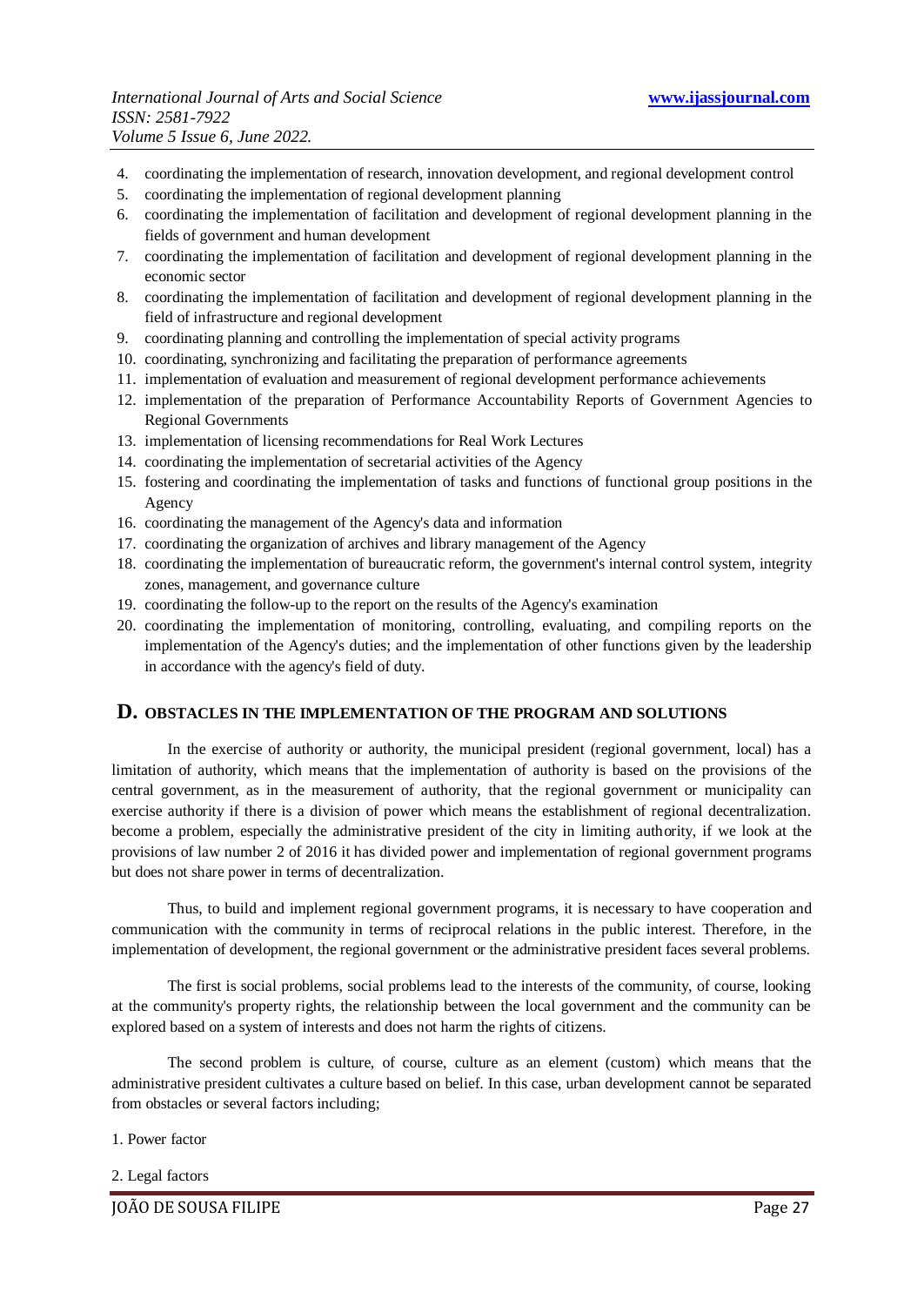4. coordinating the implementation of research, innovation development, and regional development control
5. coordinating the implementation of regional development planning
6. coordinating the implementation of facilitation and development of regional development planning in the fields of government and human development
7. coordinating the implementation of facilitation and development of regional development planning in the economic sector
8. coordinating the implementation of facilitation and development of regional development planning in the field of infrastructure and regional development
9. coordinating planning and controlling the implementation of special activity programs
10. coordinating, synchronizing and facilitating the preparation of performance agreements
11. implementation of evaluation and measurement of regional development performance achievements
12. implementation of the preparation of Performance Accountability Reports of Government Agencies to Regional Governments
13. implementation of licensing recommendations for Real Work Lectures
14. coordinating the implementation of secretarial activities of the Agency
15. fostering and coordinating the implementation of tasks and functions of functional group positions in the Agency
16. coordinating the management of the Agency's data and information
17. coordinating the organization of archives and library management of the Agency
18. coordinating the implementation of bureaucratic reform, the government's internal control system, integrity zones, management, and governance culture
19. coordinating the follow-up to the report on the results of the Agency's examination
20. coordinating the implementation of monitoring, controlling, evaluating, and compiling reports on the implementation of the Agency's duties; and the implementation of other functions given by the leadership in accordance with the agency's field of duty.

## D. OBSTACLES IN THE IMPLEMENTATION OF THE PROGRAM AND SOLUTIONS

In the exercise of authority or authority, the municipal president (regional government, local) has a limitation of authority, which means that the implementation of authority is based on the provisions of the central government, as in the measurement of authority, that the regional government or municipality can exercise authority if there is a division of power which means the establishment of regional decentralization. become a problem, especially the administrative president of the city in limiting authority, if we look at the provisions of law number 2 of 2016 it has divided power and implementation of regional government programs but does not share power in terms of decentralization.

Thus, to build and implement regional government programs, it is necessary to have cooperation and communication with the community in terms of reciprocal relations in the public interest. Therefore, in the implementation of development, the regional government or the administrative president faces several problems.

The first is social problems, social problems lead to the interests of the community, of course, looking at the community's property rights, the relationship between the local government and the community can be explored based on a system of interests and does not harm the rights of citizens.

The second problem is culture, of course, culture as an element (custom) which means that the administrative president cultivates a culture based on belief. In this case, urban development cannot be separated from obstacles or several factors including;

1. Power factor

2. Legal factors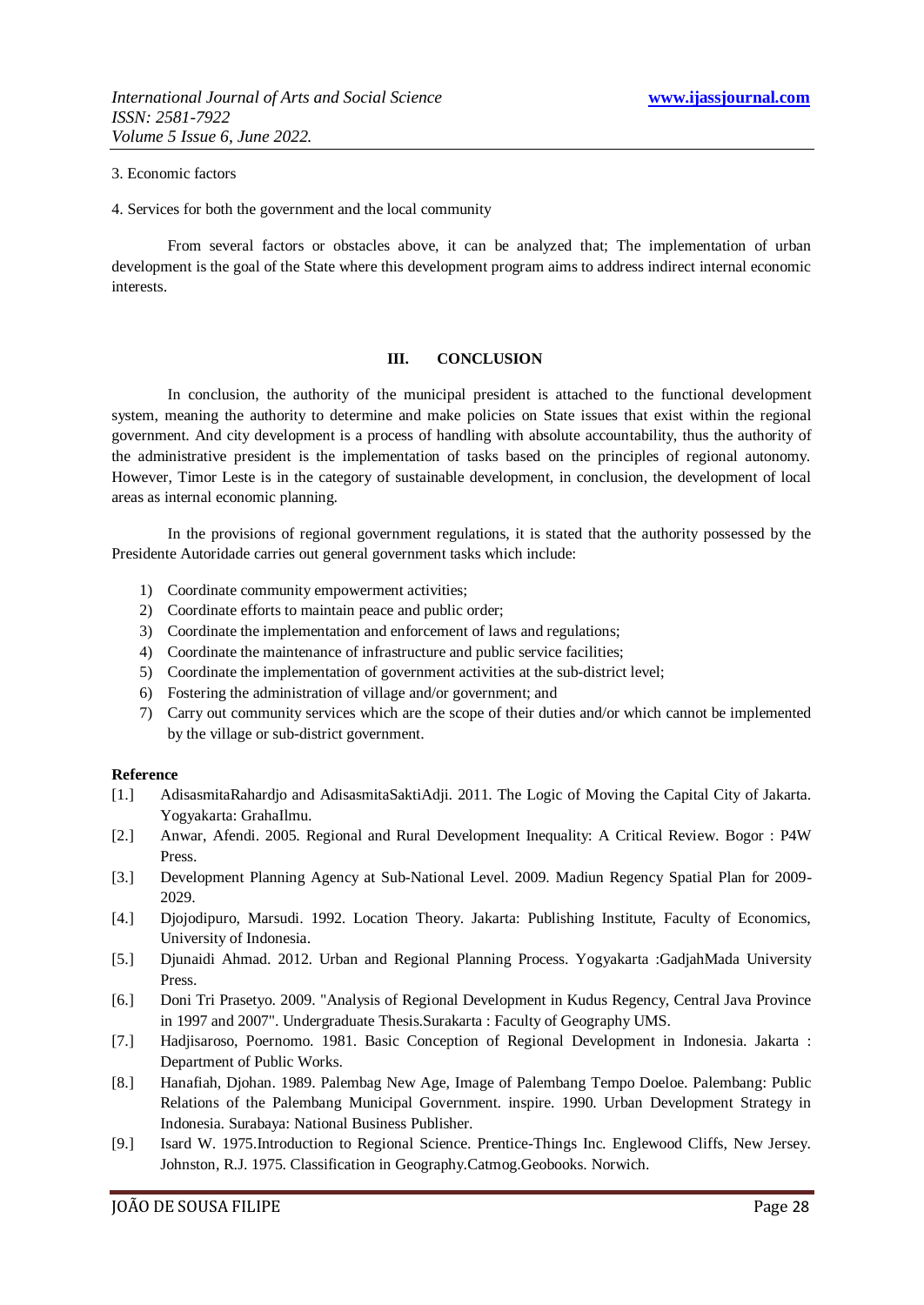3. Economic factors

4. Services for both the government and the local community

From several factors or obstacles above, it can be analyzed that; The implementation of urban development is the goal of the State where this development program aims to address indirect internal economic interests.

## III. CONCLUSION

In conclusion, the authority of the municipal president is attached to the functional development system, meaning the authority to determine and make policies on State issues that exist within the regional government. And city development is a process of handling with absolute accountability, thus the authority of the administrative president is the implementation of tasks based on the principles of regional autonomy. However, Timor Leste is in the category of sustainable development, in conclusion, the development of local areas as internal economic planning.

In the provisions of regional government regulations, it is stated that the authority possessed by the Presidente Autoridade carries out general government tasks which include:

1) Coordinate community empowerment activities;
2) Coordinate efforts to maintain peace and public order;
3) Coordinate the implementation and enforcement of laws and regulations;
4) Coordinate the maintenance of infrastructure and public service facilities;
5) Coordinate the implementation of government activities at the sub-district level;
6) Fostering the administration of village and/or government; and
7) Carry out community services which are the scope of their duties and/or which cannot be implemented by the village or sub-district government.

**Reference**

[1.] AdisasmitaRahardjo and AdisasmitaSaktiAdji. 2011. The Logic of Moving the Capital City of Jakarta. Yogyakarta: GrahaIlmu.

[2.] Anwar, Afendi. 2005. Regional and Rural Development Inequality: A Critical Review. Bogor : P4W Press.

[3.] Development Planning Agency at Sub-National Level. 2009. Madiun Regency Spatial Plan for 2009-2029.

[4.] Djojodipuro, Marsudi. 1992. Location Theory. Jakarta: Publishing Institute, Faculty of Economics, University of Indonesia.

[5.] Djunaidi Ahmad. 2012. Urban and Regional Planning Process. Yogyakarta :GadjahMada University Press.

[6.] Doni Tri Prasetyo. 2009. "Analysis of Regional Development in Kudus Regency, Central Java Province in 1997 and 2007". Undergraduate Thesis.Surakarta : Faculty of Geography UMS.

[7.] Hadjisaroso, Poernomo. 1981. Basic Conception of Regional Development in Indonesia. Jakarta : Department of Public Works.

[8.] Hanafiah, Djohan. 1989. Palembag New Age, Image of Palembang Tempo Doeloe. Palembang: Public Relations of the Palembang Municipal Government. inspire. 1990. Urban Development Strategy in Indonesia. Surabaya: National Business Publisher.

[9.] Isard W. 1975.Introduction to Regional Science. Prentice-Things Inc. Englewood Cliffs, New Jersey. Johnston, R.J. 1975. Classification in Geography.Catmog.Geobooks. Norwich.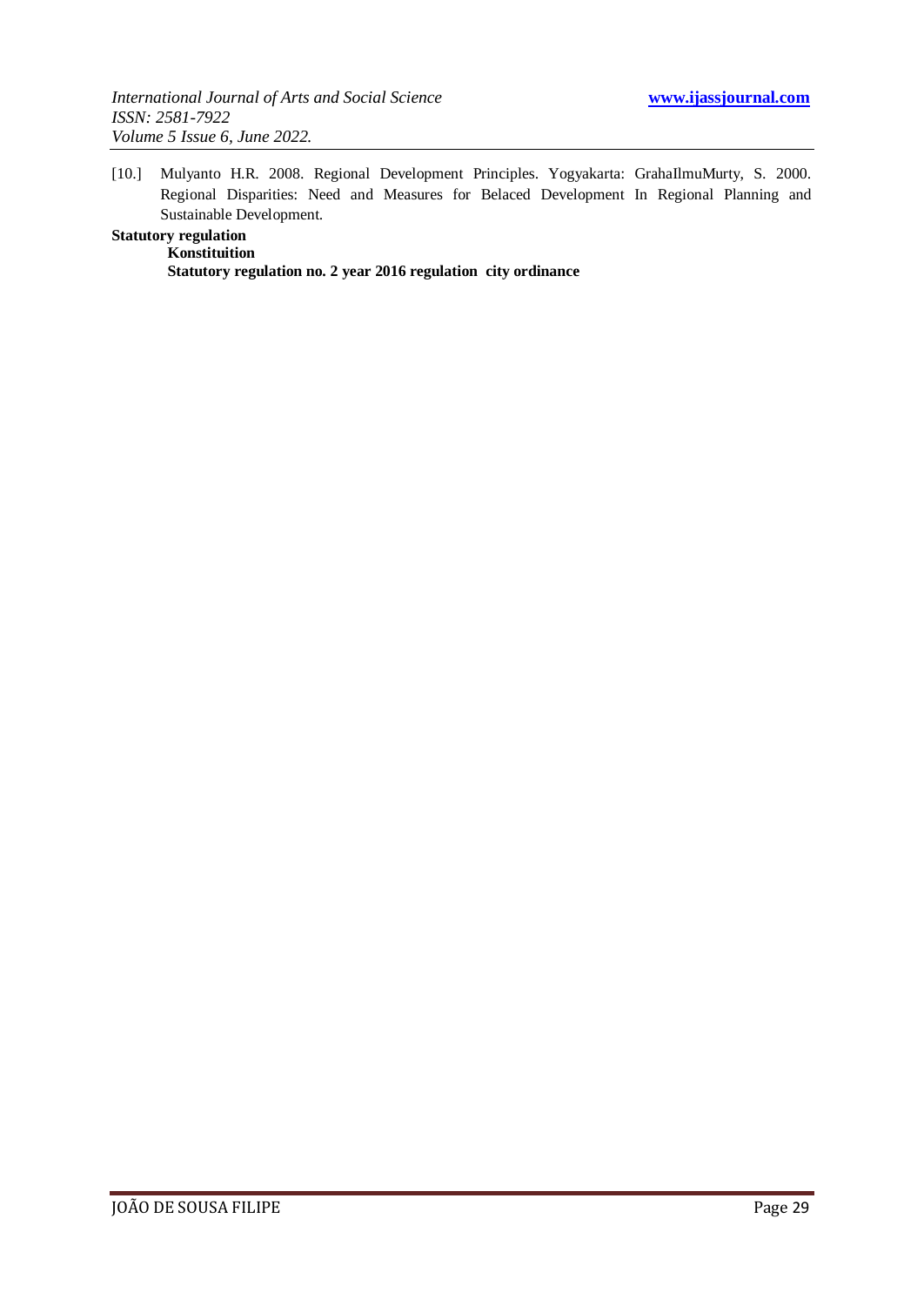[10.] Mulyanto H.R. 2008. Regional Development Principles. Yogyakarta: GrahaIlmuMurty, S. 2000. Regional Disparities: Need and Measures for Belaced Development In Regional Planning and Sustainable Development.

**Statutory regulation**

**Konstituition**

**Statutory regulation no. 2 year 2016 regulation city ordinance**